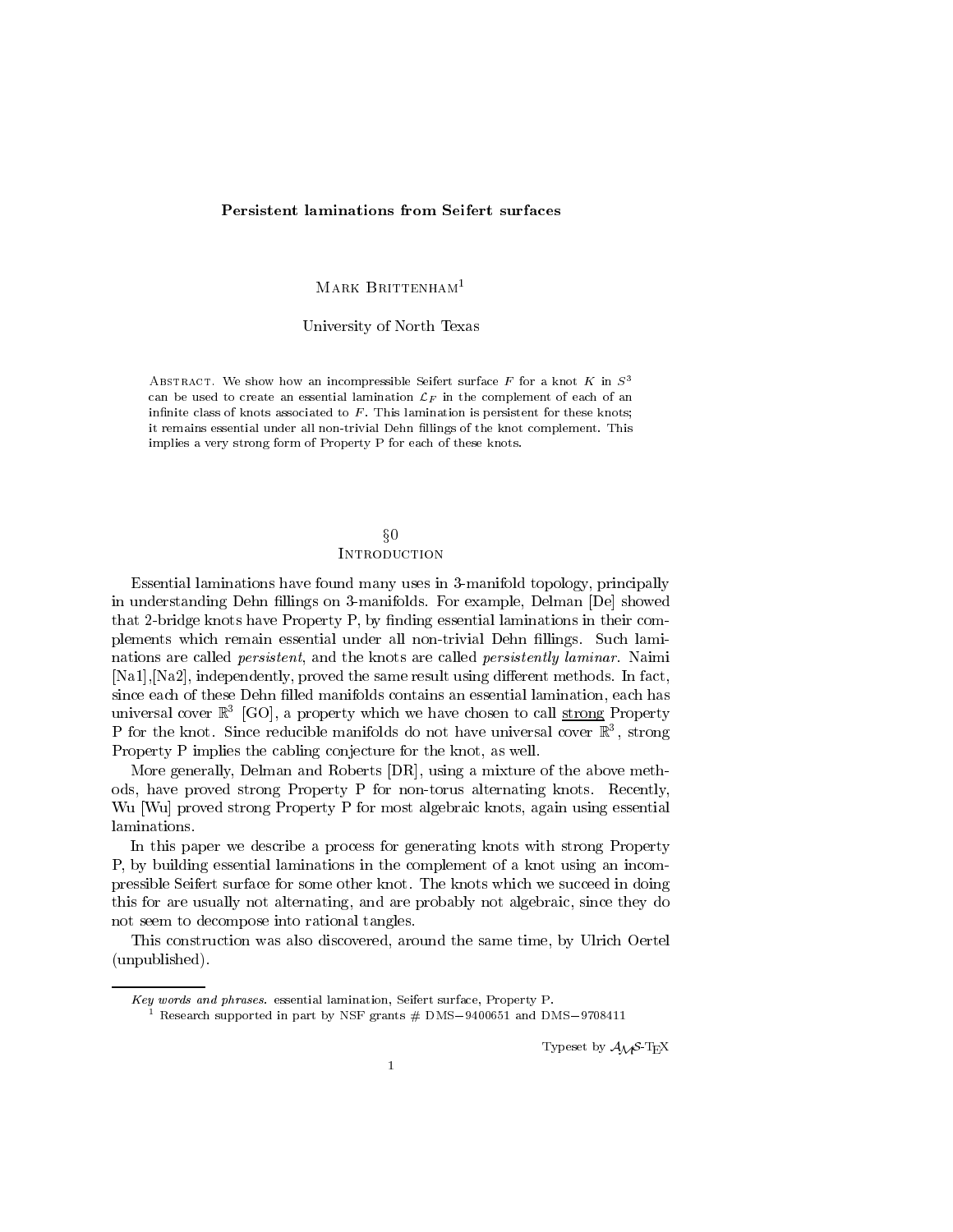# Persistent laminations from Seifert surfaces

Mark Brittenham[1]

University of North Texas

Abstract. We show how an incompressible Seifert surface $F$ for a knot $K$ in $S^3$ can be used to create an essential lamination $\mathcal{L}_F$ in the complement of each of an infinite class of knots associated to $F$. This lamination is persistent for these knots; it remains essential under all non-trivial Dehn fillings of the knot complement. This implies a very strong form of Property P for each of these knots.

## §0 Introduction

Essential laminations have found many uses in 3-manifold topology, principally in understanding Dehn fillings on 3-manifolds. For example, Delman [De] showed that 2-bridge knots have Property P, by finding essential laminations in their complements which remain essential under all non-trivial Dehn fillings. Such laminations are called *persistent*, and the knots are called *persistently laminar*. Naimi [Na1],[Na2], independently, proved the same result using different methods. In fact, since each of these Dehn filled manifolds contains an essential lamination, each has universal cover $\mathbb{R}^3$ [GO], a property which we have chosen to call strong Property P for the knot. Since reducible manifolds do not have universal cover $\mathbb{R}^3$, strong Property P implies the cabling conjecture for the knot, as well.

More generally, Delman and Roberts [DR], using a mixture of the above methods, have proved strong Property P for non-torus alternating knots. Recently, Wu [Wu] proved strong Property P for most algebraic knots, again using essential laminations.

In this paper we describe a process for generating knots with strong Property P, by building essential laminations in the complement of a knot using an incompressible Seifert surface for some other knot. The knots which we succeed in doing this for are usually not alternating, and are probably not algebraic, since they do not seem to decompose into rational tangles.

This construction was also discovered, around the same time, by Ulrich Oertel (unpublished).

*Key words and phrases.* essential lamination, Seifert surface, Property P.

[1] Research supported in part by NSF grants # DMS−9400651 and DMS−9708411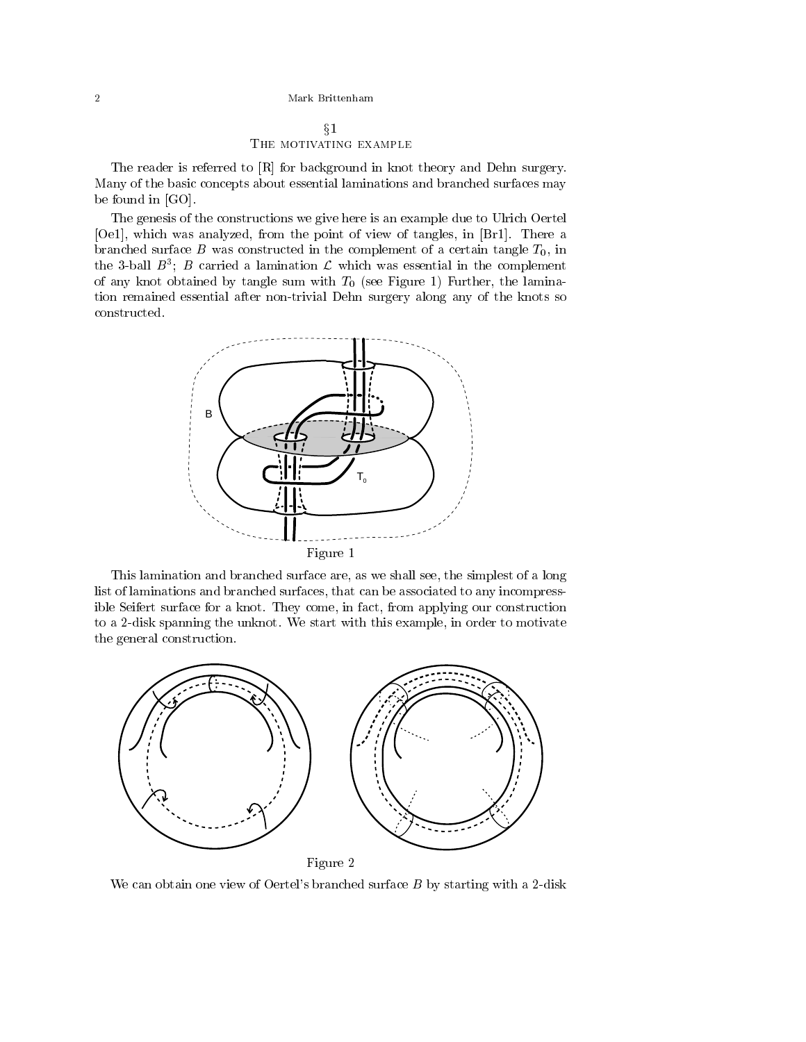## §1
### The motivating example

The reader is referred to [R] for background in knot theory and Dehn surgery. Many of the basic concepts about essential laminations and branched surfaces may be found in [GO].

The genesis of the constructions we give here is an example due to Ulrich Oertel [Oe1], which was analyzed, from the point of view of tangles, in [Br1]. There a branched surface $B$ was constructed in the complement of a certain tangle $T_0$, in the 3-ball $B^3$; $B$ carried a lamination $\mathcal{L}$ which was essential in the complement of any knot obtained by tangle sum with $T_0$ (see Figure 1) Further, the lamination remained essential after non-trivial Dehn surgery along any of the knots so constructed.

Figure 1

This lamination and branched surface are, as we shall see, the simplest of a long list of laminations and branched surfaces, that can be associated to any incompressible Seifert surface for a knot. They come, in fact, from applying our construction to a 2-disk spanning the unknot. We start with this example, in order to motivate the general construction.

Figure 2

We can obtain one view of Oertel's branched surface $B$ by starting with a 2-disk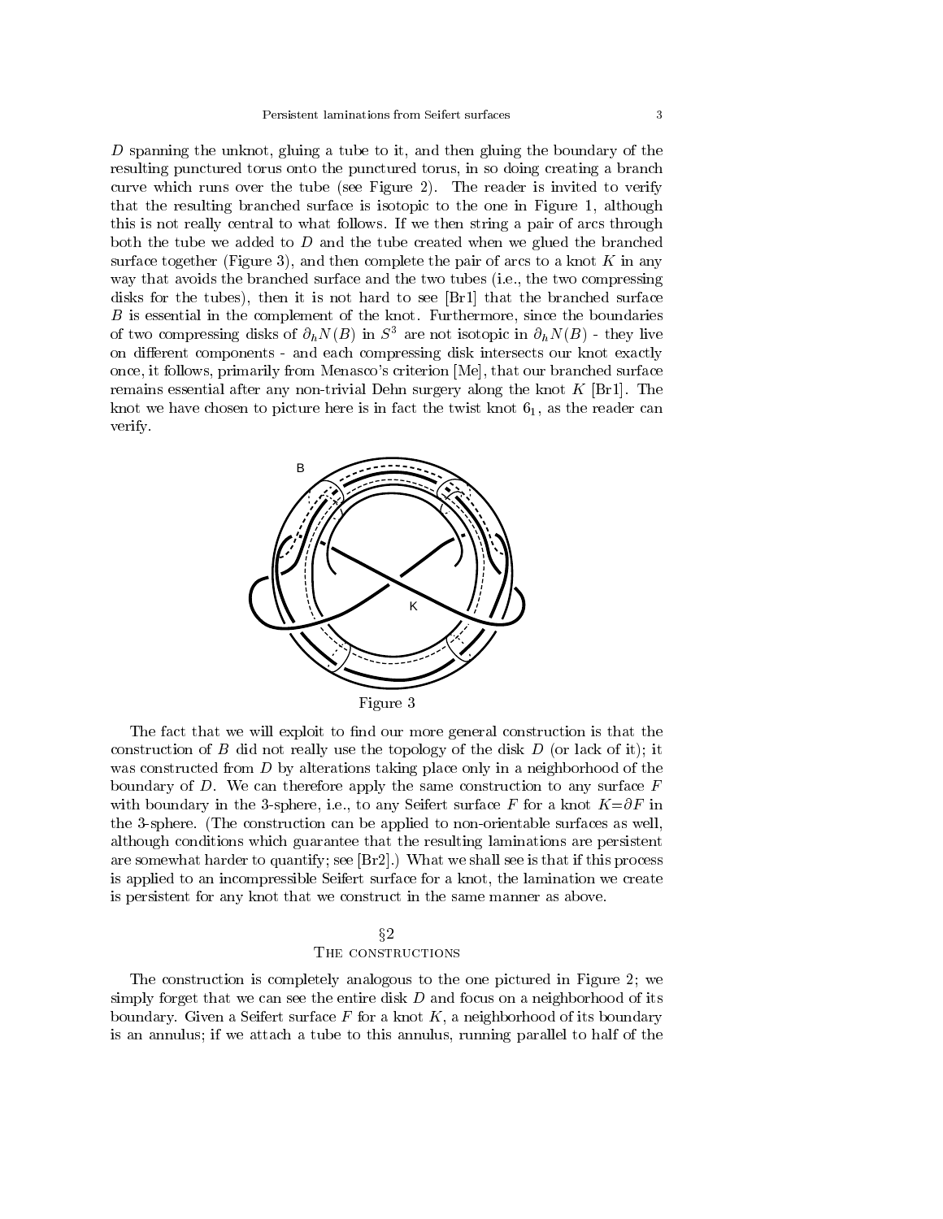$D$ spanning the unknot, gluing a tube to it, and then gluing the boundary of the resulting punctured torus onto the punctured torus, in so doing creating a branch curve which runs over the tube (see Figure 2). The reader is invited to verify that the resulting branched surface is isotopic to the one in Figure 1, although this is not really central to what follows. If we then string a pair of arcs through both the tube we added to $D$ and the tube created when we glued the branched surface together (Figure 3), and then complete the pair of arcs to a knot $K$ in any way that avoids the branched surface and the two tubes (i.e., the two compressing disks for the tubes), then it is not hard to see [Br1] that the branched surface $B$ is essential in the complement of the knot. Furthermore, since the boundaries of two compressing disks of $\partial_h N(B)$ in $S^3$ are not isotopic in $\partial_h N(B)$ - they live on different components - and each compressing disk intersects our knot exactly once, it follows, primarily from Menasco's criterion [Me], that our branched surface remains essential after any non-trivial Dehn surgery along the knot $K$ [Br1]. The knot we have chosen to picture here is in fact the twist knot $6_1$, as the reader can verify.

Figure 3

The fact that we will exploit to find our more general construction is that the construction of $B$ did not really use the topology of the disk $D$ (or lack of it); it was constructed from $D$ by alterations taking place only in a neighborhood of the boundary of $D$. We can therefore apply the same construction to any surface $F$ with boundary in the 3-sphere, i.e., to any Seifert surface $F$ for a knot $K=\partial F$ in the 3-sphere. (The construction can be applied to non-orientable surfaces as well, although conditions which guarantee that the resulting laminations are persistent are somewhat harder to quantify; see [Br2].) What we shall see is that if this process is applied to an incompressible Seifert surface for a knot, the lamination we create is persistent for any knot that we construct in the same manner as above.

## §2
## The constructions

The construction is completely analogous to the one pictured in Figure 2; we simply forget that we can see the entire disk $D$ and focus on a neighborhood of its boundary. Given a Seifert surface $F$ for a knot $K$, a neighborhood of its boundary is an annulus; if we attach a tube to this annulus, running parallel to half of the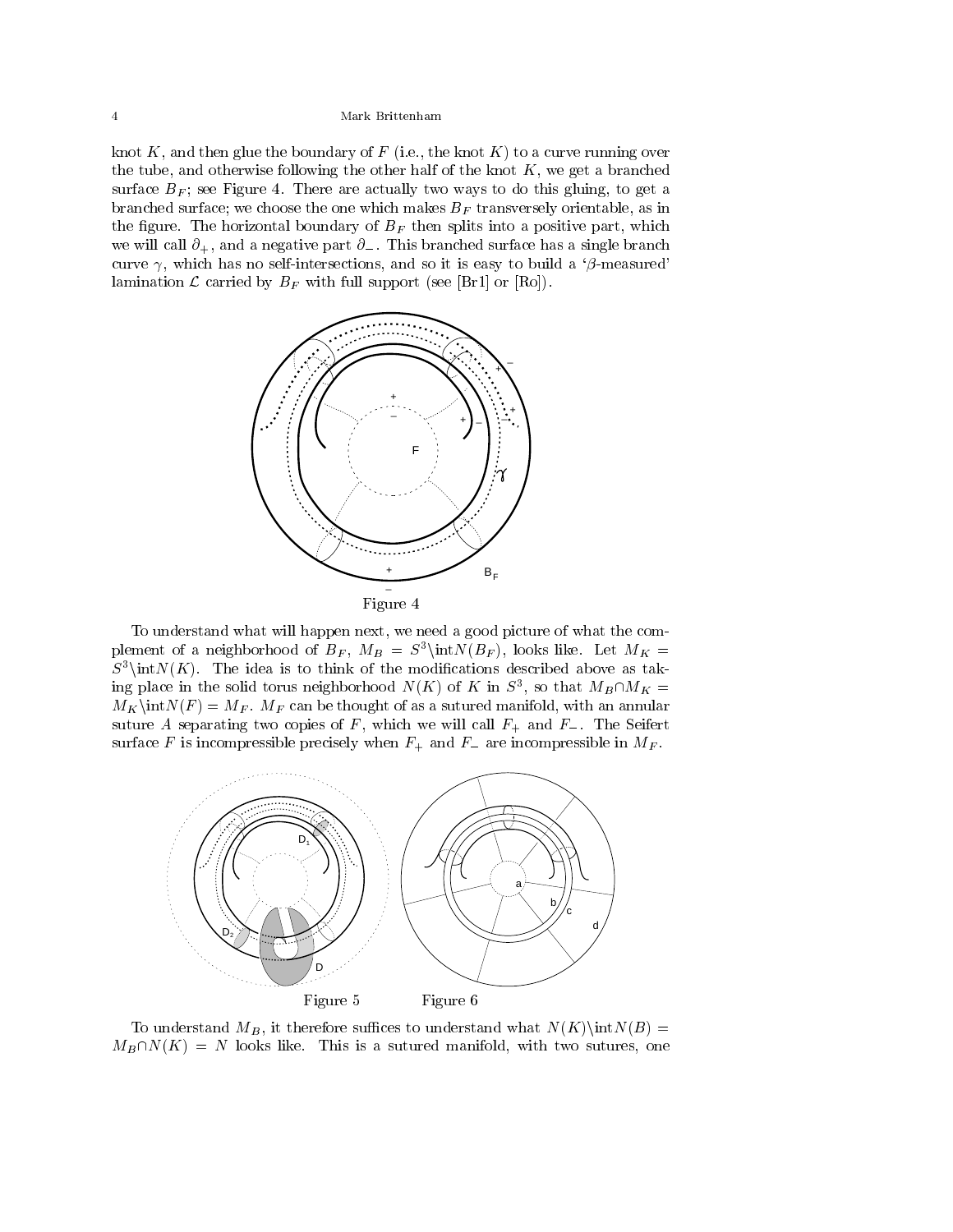knot $K$, and then glue the boundary of $F$ (i.e., the knot $K$) to a curve running over the tube, and otherwise following the other half of the knot $K$, we get a branched surface $B_F$; see Figure 4. There are actually two ways to do this gluing, to get a branched surface; we choose the one which makes $B_F$ transversely orientable, as in the figure. The horizontal boundary of $B_F$ then splits into a positive part, which we will call $\partial_+$, and a negative part $\partial_-$. This branched surface has a single branch curve $\gamma$, which has no self-intersections, and so it is easy to build a '$\beta$-measured' lamination $\mathcal{L}$ carried by $B_F$ with full support (see [Br1] or [Ro]).

Figure 4

To understand what will happen next, we need a good picture of what the complement of a neighborhood of $B_F$, $M_B = S^3\setminus\text{int}N(B_F)$, looks like. Let $M_K = S^3\setminus\text{int}N(K)$. The idea is to think of the modifications described above as taking place in the solid torus neighborhood $N(K)$ of $K$ in $S^3$, so that $M_B\cap M_K = M_K\setminus\text{int}N(F) = M_F$. $M_F$ can be thought of as a sutured manifold, with an annular suture $A$ separating two copies of $F$, which we will call $F_+$ and $F_-$. The Seifert surface $F$ is incompressible precisely when $F_+$ and $F_-$ are incompressible in $M_F$.

Figure 5 Figure 6

To understand $M_B$, it therefore suffices to understand what $N(K)\setminus\text{int}N(B) = M_B\cap N(K) = N$ looks like. This is a sutured manifold, with two sutures, one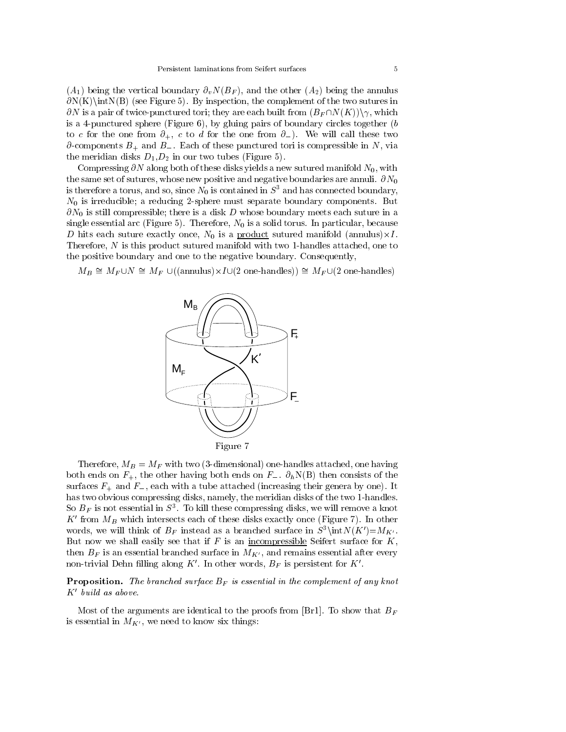($A_1$) being the vertical boundary $\partial_v N(B_F)$, and the other ($A_2$) being the annulus $\partial$N(K)$\setminus$intN(B) (see Figure 5). By inspection, the complement of the two sutures in $\partial N$ is a pair of twice-punctured tori; they are each built from $(B_F \cap N(K))\setminus\gamma$, which is a 4-punctured sphere (Figure 6), by gluing pairs of boundary circles together ($b$ to $c$ for the one from $\partial_+$, $c$ to $d$ for the one from $\partial_-$). We will call these two $\partial$-components $B_+$ and $B_-$. Each of these punctured tori is compressible in $N$, via the meridian disks $D_1$,$D_2$ in our two tubes (Figure 5).

Compressing $\partial N$ along both of these disks yields a new sutured manifold $N_0$, with the same set of sutures, whose new positive and negative boundaries are annuli. $\partial N_0$ is therefore a torus, and so, since $N_0$ is contained in $S^3$ and has connected boundary, $N_0$ is irreducible; a reducing 2-sphere must separate boundary components. But $\partial N_0$ is still compressible; there is a disk $D$ whose boundary meets each suture in a single essential arc (Figure 5). Therefore, $N_0$ is a solid torus. In particular, because $D$ hits each suture exactly once, $N_0$ is a <u>product</u> sutured manifold (annulus)$\times I$. Therefore, $N$ is this product sutured manifold with two 1-handles attached, one to the positive boundary and one to the negative boundary. Consequently,

$$M_B \cong M_F \cup N \cong M_F \cup((\text{annulus})\times I \cup (2 \text{ one-handles})) \cong M_F \cup (2 \text{ one-handles})$$

Figure 7

Therefore, $M_B = M_F$ with two (3-dimensional) one-handles attached, one having both ends on $F_+$, the other having both ends on $F_-$. $\partial_h$N(B) then consists of the surfaces $F_+$ and $F_-$, each with a tube attached (increasing their genera by one). It has two obvious compressing disks, namely, the meridian disks of the two 1-handles. So $B_F$ is not essential in $S^3$. To kill these compressing disks, we will remove a knot $K'$ from $M_B$ which intersects each of these disks exactly once (Figure 7). In other words, we will think of $B_F$ instead as a branched surface in $S^3\setminus$int$N(K')$=$M_{K'}$. But now we shall easily see that if $F$ is an <u>incompressible</u> Seifert surface for $K$, then $B_F$ is an essential branched surface in $M_{K'}$, and remains essential after every non-trivial Dehn filling along $K'$. In other words, $B_F$ is persistent for $K'$.

**Proposition.** *The branched surface $B_F$ is essential in the complement of any knot $K'$ build as above.*

Most of the arguments are identical to the proofs from [Br1]. To show that $B_F$ is essential in $M_{K'}$, we need to know six things: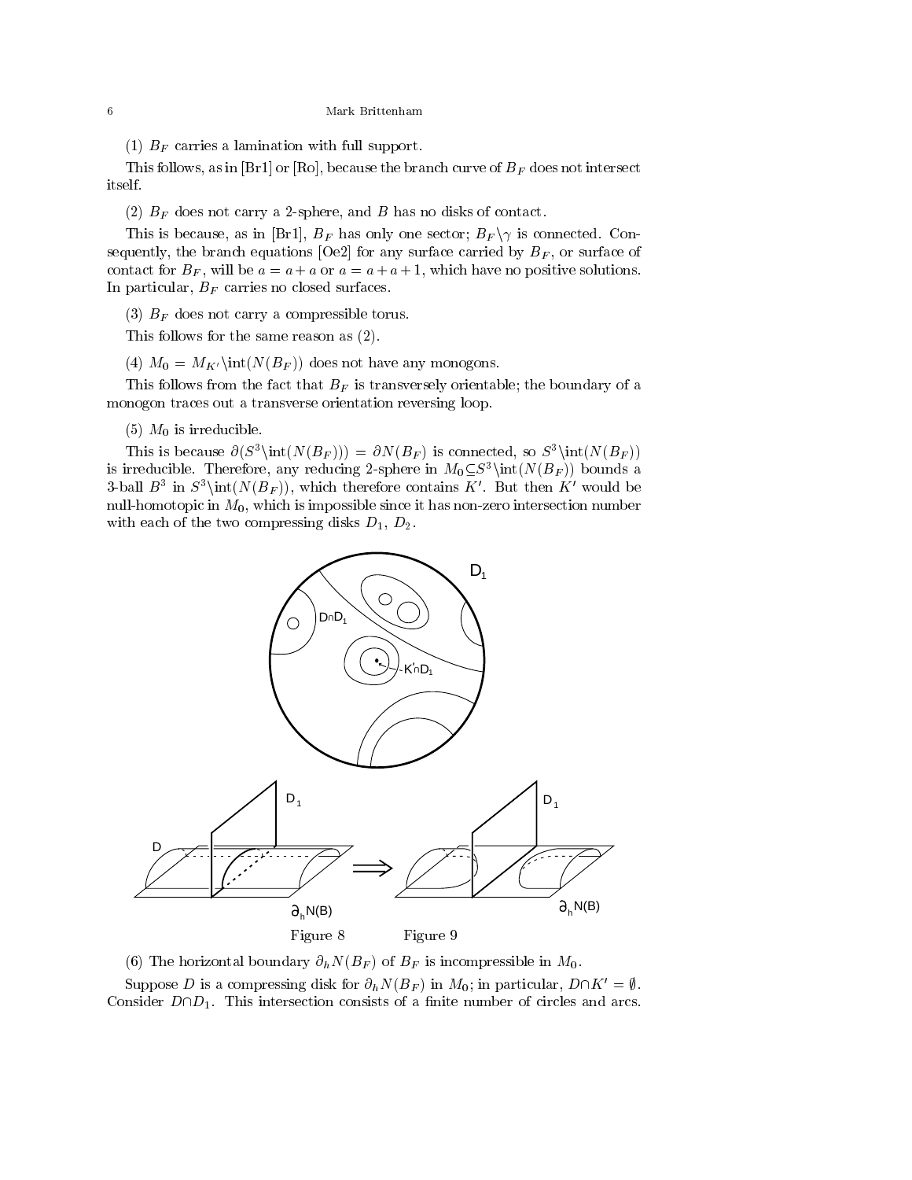(1) $B_F$ carries a lamination with full support.

This follows, as in [Br1] or [Ro], because the branch curve of $B_F$ does not intersect itself.

(2) $B_F$ does not carry a 2-sphere, and $B$ has no disks of contact.

This is because, as in [Br1], $B_F$ has only one sector; $B_F\setminus\gamma$ is connected. Consequently, the branch equations [Oe2] for any surface carried by $B_F$, or surface of contact for $B_F$, will be $a = a + a$ or $a = a + a + 1$, which have no positive solutions. In particular, $B_F$ carries no closed surfaces.

(3) $B_F$ does not carry a compressible torus.

This follows for the same reason as (2).

(4) $M_0 = M_{K'}\setminus\text{int}(N(B_F))$ does not have any monogons.

This follows from the fact that $B_F$ is transversely orientable; the boundary of a monogon traces out a transverse orientation reversing loop.

(5) $M_0$ is irreducible.

This is because $\partial(S^3\setminus\text{int}(N(B_F))) = \partial N(B_F)$ is connected, so $S^3\setminus\text{int}(N(B_F))$ is irreducible. Therefore, any reducing 2-sphere in $M_0 \subseteq S^3\setminus\text{int}(N(B_F))$ bounds a 3-ball $B^3$ in $S^3\setminus\text{int}(N(B_F))$, which therefore contains $K'$. But then $K'$ would be null-homotopic in $M_0$, which is impossible since it has non-zero intersection number with each of the two compressing disks $D_1$, $D_2$.

Figure 8 Figure 9

(6) The horizontal boundary $\partial_h N(B_F)$ of $B_F$ is incompressible in $M_0$.

Suppose $D$ is a compressing disk for $\partial_h N(B_F)$ in $M_0$; in particular, $D\cap K' = \emptyset$. Consider $D\cap D_1$. This intersection consists of a finite number of circles and arcs.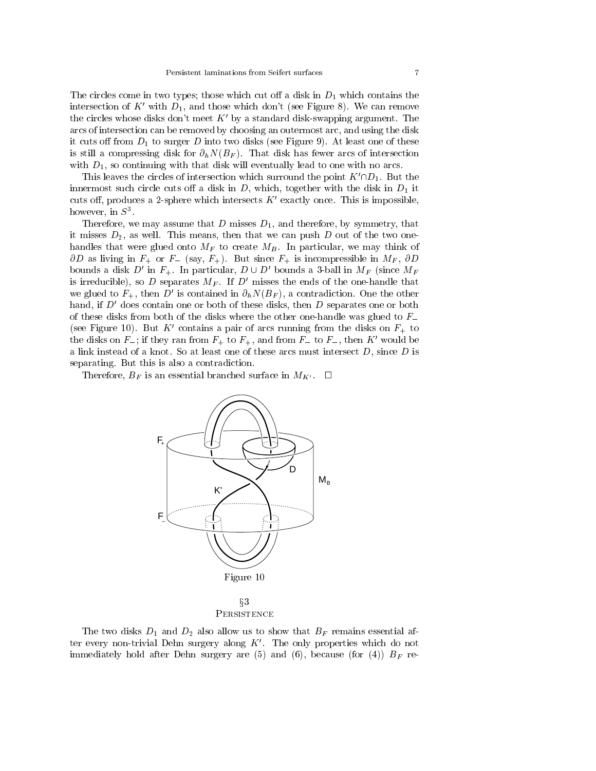The circles come in two types; those which cut off a disk in $D_1$ which contains the intersection of $K'$ with $D_1$, and those which don't (see Figure 8). We can remove the circles whose disks don't meet $K'$ by a standard disk-swapping argument. The arcs of intersection can be removed by choosing an outermost arc, and using the disk it cuts off from $D_1$ to surger $D$ into two disks (see Figure 9). At least one of these is still a compressing disk for $\partial_h N(B_F)$. That disk has fewer arcs of intersection with $D_1$, so continuing with that disk will eventually lead to one with no arcs.

This leaves the circles of intersection which surround the point $K' \cap D_1$. But the innermost such circle cuts off a disk in $D$, which, together with the disk in $D_1$ it cuts off, produces a 2-sphere which intersects $K'$ exactly once. This is impossible, however, in $S^3$.

Therefore, we may assume that $D$ misses $D_1$, and therefore, by symmetry, that it misses $D_2$, as well. This means, then that we can push $D$ out of the two one-handles that were glued onto $M_F$ to create $M_B$. In particular, we may think of $\partial D$ as living in $F_+$ or $F_-$ (say, $F_+$). But since $F_+$ is incompressible in $M_F$, $\partial D$ bounds a disk $D'$ in $F_+$. In particular, $D \cup D'$ bounds a 3-ball in $M_F$ (since $M_F$ is irreducible), so $D$ separates $M_F$. If $D'$ misses the ends of the one-handle that we glued to $F_+$, then $D'$ is contained in $\partial_h N(B_F)$, a contradiction. One the other hand, if $D'$ does contain one or both of these disks, then $D$ separates one or both of these disks from both of the disks where the other one-handle was glued to $F_-$ (see Figure 10). But $K'$ contains a pair of arcs running from the disks on $F_+$ to the disks on $F_-$; if they ran from $F_+$ to $F_+$, and from $F_-$ to $F_-$, then $K'$ would be a link instead of a knot. So at least one of these arcs must intersect $D$, since $D$ is separating. But this is also a contradiction.

Therefore, $B_F$ is an essential branched surface in $M_{K'}$. $\square$

Figure 10

## §3 Persistence

The two disks $D_1$ and $D_2$ also allow us to show that $B_F$ remains essential after every non-trivial Dehn surgery along $K'$. The only properties which do not immediately hold after Dehn surgery are (5) and (6), because (for (4)) $B_F$ re-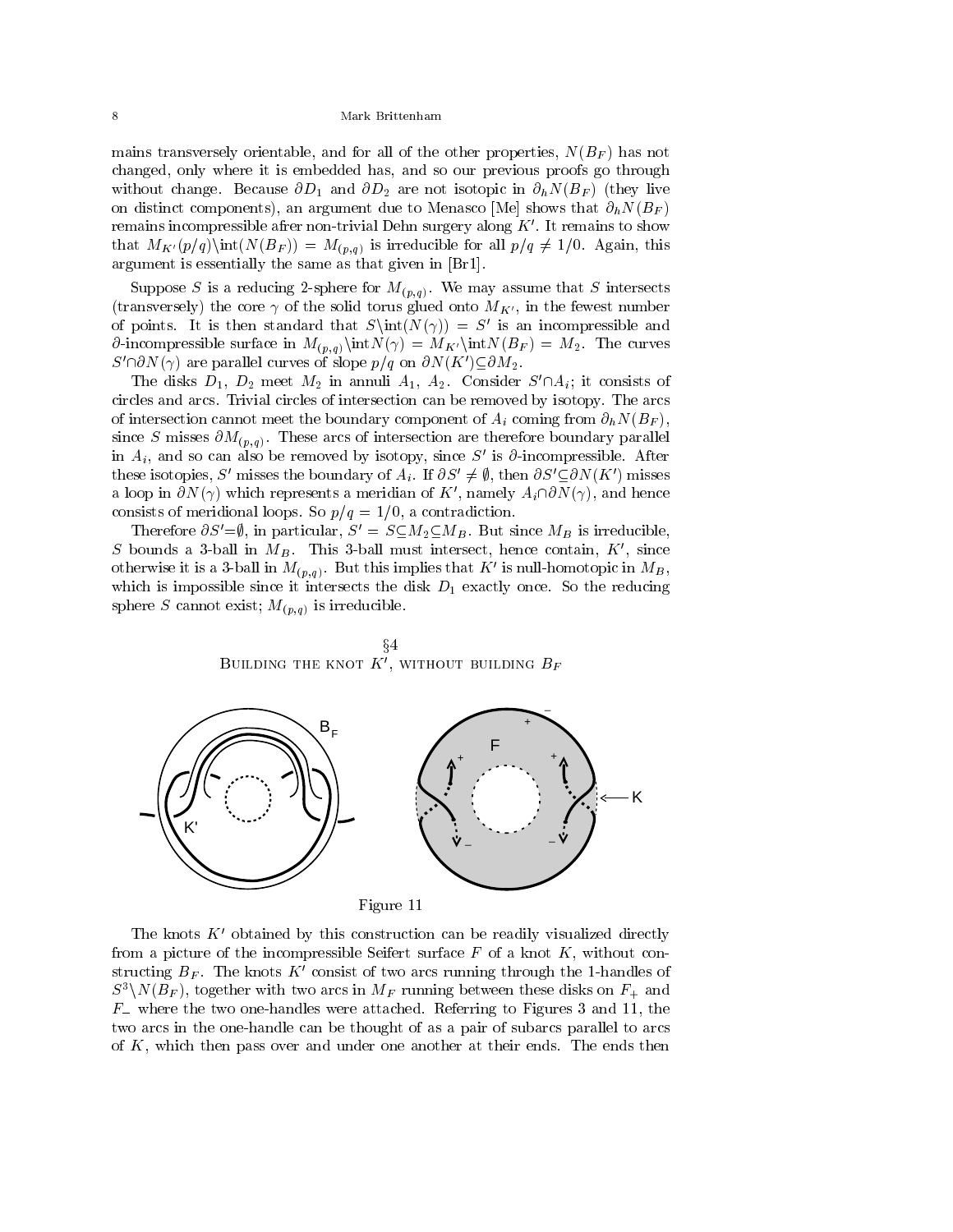mains transversely orientable, and for all of the other properties, $N(B_F)$ has not changed, only where it is embedded has, and so our previous proofs go through without change. Because $\partial D_1$ and $\partial D_2$ are not isotopic in $\partial_h N(B_F)$ (they live on distinct components), an argument due to Menasco [Me] shows that $\partial_h N(B_F)$ remains incompressible afrer non-trivial Dehn surgery along $K'$. It remains to show that $M_{K'}(p/q)\backslash\mathrm{int}(N(B_F)) = M_{(p,q)}$ is irreducible for all $p/q \neq 1/0$. Again, this argument is essentially the same as that given in [Br1].

Suppose $S$ is a reducing 2-sphere for $M_{(p,q)}$. We may assume that $S$ intersects (transversely) the core $\gamma$ of the solid torus glued onto $M_{K'}$, in the fewest number of points. It is then standard that $S\backslash\mathrm{int}(N(\gamma)) = S'$ is an incompressible and $\partial$-incompressible surface in $M_{(p,q)}\backslash\mathrm{int}N(\gamma) = M_{K'}\backslash\mathrm{int}N(B_F) = M_2$. The curves $S'\cap\partial N(\gamma)$ are parallel curves of slope $p/q$ on $\partial N(K')\subseteq\partial M_2$.

The disks $D_1$, $D_2$ meet $M_2$ in annuli $A_1$, $A_2$. Consider $S'\cap A_i$; it consists of circles and arcs. Trivial circles of intersection can be removed by isotopy. The arcs of intersection cannot meet the boundary component of $A_i$ coming from $\partial_h N(B_F)$, since $S$ misses $\partial M_{(p,q)}$. These arcs of intersection are therefore boundary parallel in $A_i$, and so can also be removed by isotopy, since $S'$ is $\partial$-incompressible. After these isotopies, $S'$ misses the boundary of $A_i$. If $\partial S' \neq \emptyset$, then $\partial S'\subseteq\partial N(K')$ misses a loop in $\partial N(\gamma)$ which represents a meridian of $K'$, namely $A_i\cap\partial N(\gamma)$, and hence consists of meridional loops. So $p/q = 1/0$, a contradiction.

Therefore $\partial S'=\emptyset$, in particular, $S' = S\subseteq M_2\subseteq M_B$. But since $M_B$ is irreducible, $S$ bounds a 3-ball in $M_B$. This 3-ball must intersect, hence contain, $K'$, since otherwise it is a 3-ball in $M_{(p,q)}$. But this implies that $K'$ is null-homotopic in $M_B$, which is impossible since it intersects the disk $D_1$ exactly once. So the reducing sphere $S$ cannot exist; $M_{(p,q)}$ is irreducible.

## §4 Building the knot $K'$, without building $B_F$

Figure 11

The knots $K'$ obtained by this construction can be readily visualized directly from a picture of the incompressible Seifert surface $F$ of a knot $K$, without constructing $B_F$. The knots $K'$ consist of two arcs running through the 1-handles of $S^3\backslash N(B_F)$, together with two arcs in $M_F$ running between these disks on $F_+$ and $F_-$ where the two one-handles were attached. Referring to Figures 3 and 11, the two arcs in the one-handle can be thought of as a pair of subarcs parallel to arcs of $K$, which then pass over and under one another at their ends. The ends then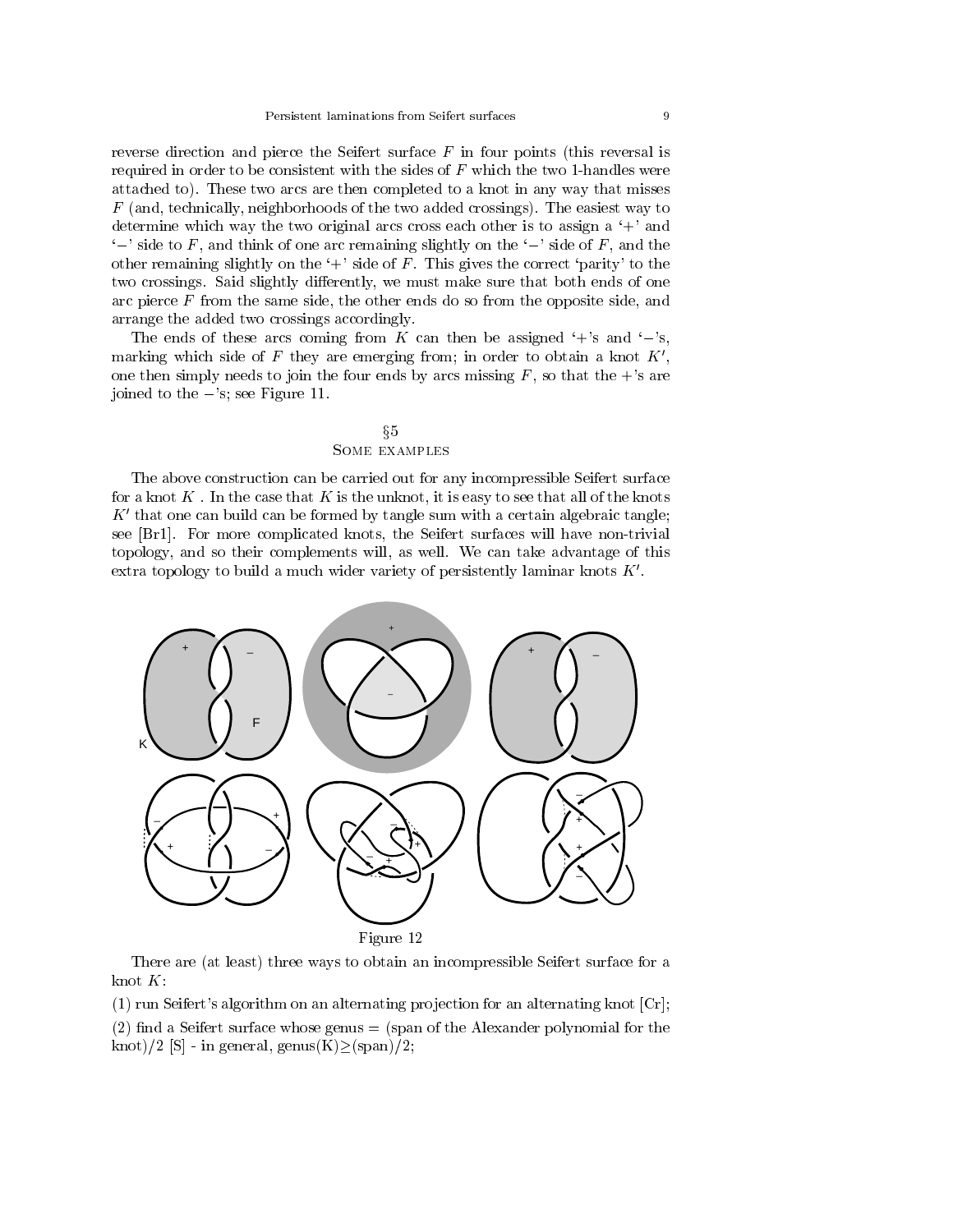reverse direction and pierce the Seifert surface $F$ in four points (this reversal is required in order to be consistent with the sides of $F$ which the two 1-handles were attached to). These two arcs are then completed to a knot in any way that misses $F$ (and, technically, neighborhoods of the two added crossings). The easiest way to determine which way the two original arcs cross each other is to assign a '+' and '−' side to $F$, and think of one arc remaining slightly on the '−' side of $F$, and the other remaining slightly on the '+' side of $F$. This gives the correct 'parity' to the two crossings. Said slightly differently, we must make sure that both ends of one arc pierce $F$ from the same side, the other ends do so from the opposite side, and arrange the added two crossings accordingly.

The ends of these arcs coming from $K$ can then be assigned '+'s and '−'s, marking which side of $F$ they are emerging from; in order to obtain a knot $K'$, one then simply needs to join the four ends by arcs missing $F$, so that the +'s are joined to the −'s; see Figure 11.

## §5
## Some examples

The above construction can be carried out for any incompressible Seifert surface for a knot $K$ . In the case that $K$ is the unknot, it is easy to see that all of the knots $K'$ that one can build can be formed by tangle sum with a certain algebraic tangle; see [Br1]. For more complicated knots, the Seifert surfaces will have non-trivial topology, and so their complements will, as well. We can take advantage of this extra topology to build a much wider variety of persistently laminar knots $K'$.

Figure 12

There are (at least) three ways to obtain an incompressible Seifert surface for a knot $K$:

(1) run Seifert's algorithm on an alternating projection for an alternating knot [Cr];

(2) find a Seifert surface whose genus = (span of the Alexander polynomial for the knot)/2 [S] - in general, genus(K)≥(span)/2;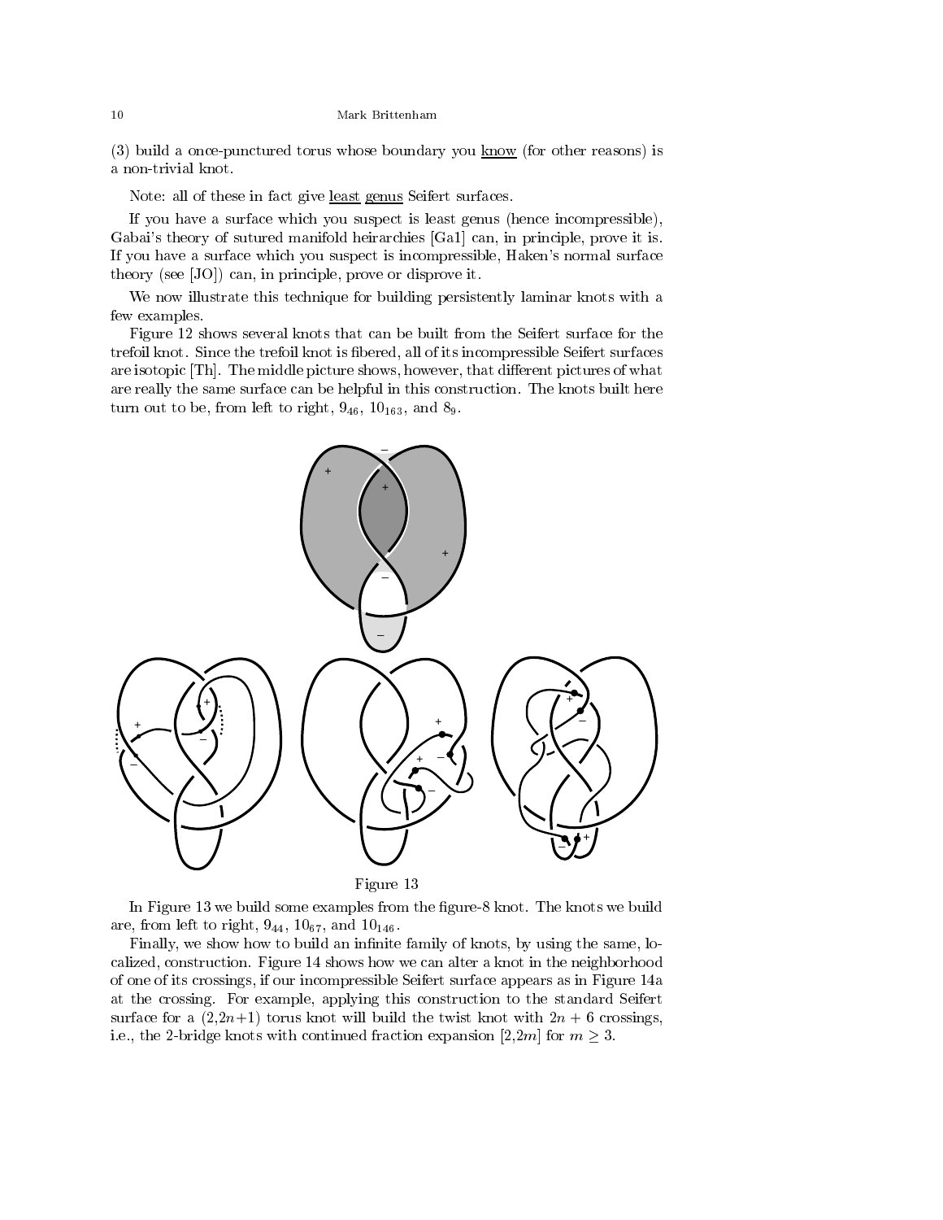(3) build a once-punctured torus whose boundary you <u>know</u> (for other reasons) is a non-trivial knot.

Note: all of these in fact give <u>least genus</u> Seifert surfaces.

If you have a surface which you suspect is least genus (hence incompressible), Gabai's theory of sutured manifold heirarchies [Ga1] can, in principle, prove it is. If you have a surface which you suspect is incompressible, Haken's normal surface theory (see [JO]) can, in principle, prove or disprove it.

We now illustrate this technique for building persistently laminar knots with a few examples.

Figure 12 shows several knots that can be built from the Seifert surface for the trefoil knot. Since the trefoil knot is fibered, all of its incompressible Seifert surfaces are isotopic [Th]. The middle picture shows, however, that different pictures of what are really the same surface can be helpful in this construction. The knots built here turn out to be, from left to right, $9_{46}$, $10_{163}$, and $8_9$.

Figure 13

In Figure 13 we build some examples from the figure-8 knot. The knots we build are, from left to right, $9_{44}$, $10_{67}$, and $10_{146}$.

Finally, we show how to build an infinite family of knots, by using the same, localized, construction. Figure 14 shows how we can alter a knot in the neighborhood of one of its crossings, if our incompressible Seifert surface appears as in Figure 14a at the crossing. For example, applying this construction to the standard Seifert surface for a $(2{,}2n{+}1)$ torus knot will build the twist knot with $2n + 6$ crossings, i.e., the 2-bridge knots with continued fraction expansion $[2{,}2m]$ for $m \geq 3$.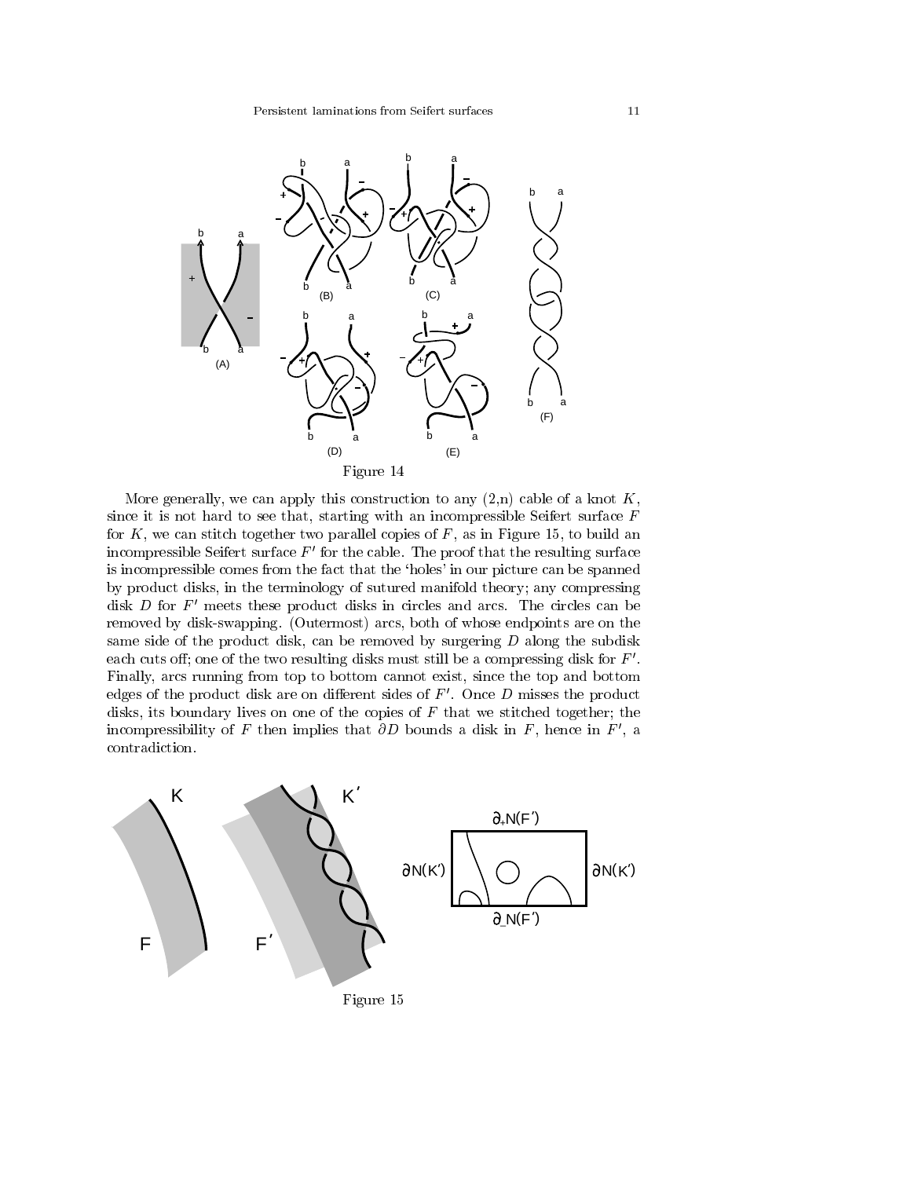Figure 14

More generally, we can apply this construction to any (2,n) cable of a knot $K$, since it is not hard to see that, starting with an incompressible Seifert surface $F$ for $K$, we can stitch together two parallel copies of $F$, as in Figure 15, to build an incompressible Seifert surface $F'$ for the cable. The proof that the resulting surface is incompressible comes from the fact that the 'holes' in our picture can be spanned by product disks, in the terminology of sutured manifold theory; any compressing disk $D$ for $F'$ meets these product disks in circles and arcs. The circles can be removed by disk-swapping. (Outermost) arcs, both of whose endpoints are on the same side of the product disk, can be removed by surgering $D$ along the subdisk each cuts off; one of the two resulting disks must still be a compressing disk for $F'$. Finally, arcs running from top to bottom cannot exist, since the top and bottom edges of the product disk are on different sides of $F'$. Once $D$ misses the product disks, its boundary lives on one of the copies of $F$ that we stitched together; the incompressibility of $F$ then implies that $\partial D$ bounds a disk in $F$, hence in $F'$, a contradiction.

Figure 15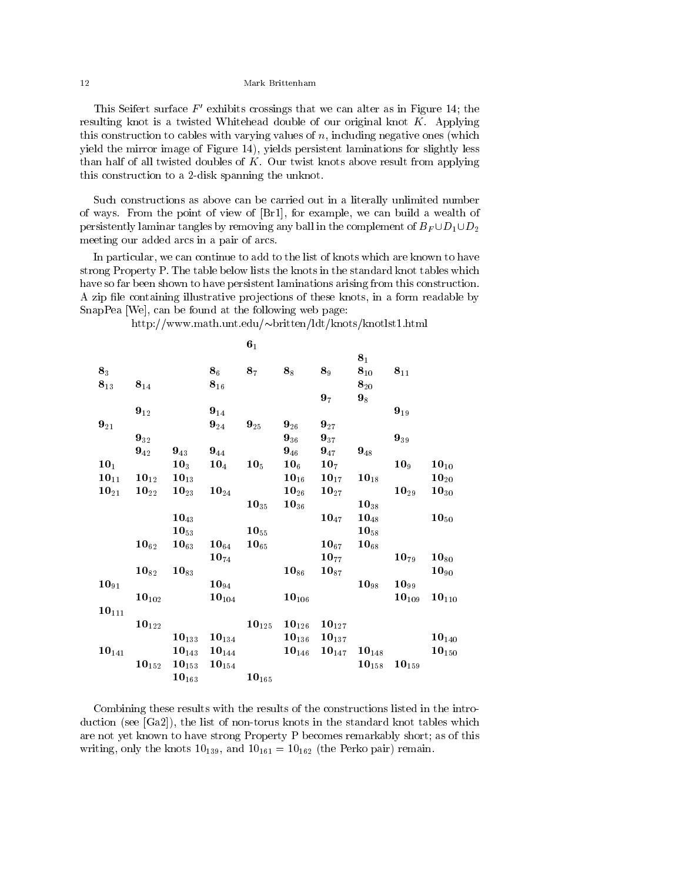This Seifert surface $F'$ exhibits crossings that we can alter as in Figure 14; the resulting knot is a twisted Whitehead double of our original knot $K$. Applying this construction to cables with varying values of $n$, including negative ones (which yield the mirror image of Figure 14), yields persistent laminations for slightly less than half of all twisted doubles of $K$. Our twist knots above result from applying this construction to a 2-disk spanning the unknot.

Such constructions as above can be carried out in a literally unlimited number of ways. From the point of view of [Br1], for example, we can build a wealth of persistently laminar tangles by removing any ball in the complement of $B_F \cup D_1 \cup D_2$ meeting our added arcs in a pair of arcs.

In particular, we can continue to add to the list of knots which are known to have strong Property P. The table below lists the knots in the standard knot tables which have so far been shown to have persistent laminations arising from this construction. A zip file containing illustrative projections of these knots, in a form readable by SnapPea [We], can be found at the following web page:

http://www.math.unt.edu/~britten/ldt/knots/knotlst1.html

| | | | | | | | | | |
|---|---|---|---|---|---|---|---|---|---|
| | | | | $\mathbf{6_1}$ | | | | | |
| | | | | | | | $\mathbf{8_1}$ | | |
| $\mathbf{8_3}$ | | | $\mathbf{8_6}$ | $\mathbf{8_7}$ | $\mathbf{8_8}$ | $\mathbf{8_9}$ | $\mathbf{8_{10}}$ | $\mathbf{8_{11}}$ | |
| $\mathbf{8_{13}}$ | $\mathbf{8_{14}}$ | | $\mathbf{8_{16}}$ | | | | $\mathbf{8_{20}}$ | | |
| | | | | | | $\mathbf{9_7}$ | $\mathbf{9_8}$ | | |
| | $\mathbf{9_{12}}$ | | $\mathbf{9_{14}}$ | | | | | $\mathbf{9_{19}}$ | |
| $\mathbf{9_{21}}$ | | | $\mathbf{9_{24}}$ | $\mathbf{9_{25}}$ | $\mathbf{9_{26}}$ | $\mathbf{9_{27}}$ | | | |
| | $\mathbf{9_{32}}$ | | | | $\mathbf{9_{36}}$ | $\mathbf{9_{37}}$ | | $\mathbf{9_{39}}$ | |
| | $\mathbf{9_{42}}$ | $\mathbf{9_{43}}$ | $\mathbf{9_{44}}$ | | $\mathbf{9_{46}}$ | $\mathbf{9_{47}}$ | $\mathbf{9_{48}}$ | | |
| $\mathbf{10_1}$ | | $\mathbf{10_3}$ | $\mathbf{10_4}$ | $\mathbf{10_5}$ | $\mathbf{10_6}$ | $\mathbf{10_7}$ | | $\mathbf{10_9}$ | $\mathbf{10_{10}}$ |
| $\mathbf{10_{11}}$ | $\mathbf{10_{12}}$ | $\mathbf{10_{13}}$ | | | $\mathbf{10_{16}}$ | $\mathbf{10_{17}}$ | $\mathbf{10_{18}}$ | | $\mathbf{10_{20}}$ |
| $\mathbf{10_{21}}$ | $\mathbf{10_{22}}$ | $\mathbf{10_{23}}$ | $\mathbf{10_{24}}$ | | $\mathbf{10_{26}}$ | $\mathbf{10_{27}}$ | | $\mathbf{10_{29}}$ | $\mathbf{10_{30}}$ |
| | | | | $\mathbf{10_{35}}$ | $\mathbf{10_{36}}$ | | $\mathbf{10_{38}}$ | | |
| | | $\mathbf{10_{43}}$ | | | | $\mathbf{10_{47}}$ | $\mathbf{10_{48}}$ | | $\mathbf{10_{50}}$ |
| | | $\mathbf{10_{53}}$ | | $\mathbf{10_{55}}$ | | | $\mathbf{10_{58}}$ | | |
| | $\mathbf{10_{62}}$ | $\mathbf{10_{63}}$ | $\mathbf{10_{64}}$ | $\mathbf{10_{65}}$ | | $\mathbf{10_{67}}$ | $\mathbf{10_{68}}$ | | |
| | | | $\mathbf{10_{74}}$ | | | $\mathbf{10_{77}}$ | | $\mathbf{10_{79}}$ | $\mathbf{10_{80}}$ |
| | $\mathbf{10_{82}}$ | $\mathbf{10_{83}}$ | | | $\mathbf{10_{86}}$ | $\mathbf{10_{87}}$ | | | $\mathbf{10_{90}}$ |
| $\mathbf{10_{91}}$ | | | $\mathbf{10_{94}}$ | | | | $\mathbf{10_{98}}$ | $\mathbf{10_{99}}$ | |
| | $\mathbf{10_{102}}$ | | $\mathbf{10_{104}}$ | | $\mathbf{10_{106}}$ | | | $\mathbf{10_{109}}$ | $\mathbf{10_{110}}$ |
| $\mathbf{10_{111}}$ | | | | | | | | | |
| | $\mathbf{10_{122}}$ | | | $\mathbf{10_{125}}$ | $\mathbf{10_{126}}$ | $\mathbf{10_{127}}$ | | | |
| | | $\mathbf{10_{133}}$ | $\mathbf{10_{134}}$ | | $\mathbf{10_{136}}$ | $\mathbf{10_{137}}$ | | | $\mathbf{10_{140}}$ |
| $\mathbf{10_{141}}$ | | $\mathbf{10_{143}}$ | $\mathbf{10_{144}}$ | | $\mathbf{10_{146}}$ | $\mathbf{10_{147}}$ | $\mathbf{10_{148}}$ | | $\mathbf{10_{150}}$ |
| | $\mathbf{10_{152}}$ | $\mathbf{10_{153}}$ | $\mathbf{10_{154}}$ | | | | $\mathbf{10_{158}}$ | $\mathbf{10_{159}}$ | |
| | | $\mathbf{10_{163}}$ | | $\mathbf{10_{165}}$ | | | | | |

Combining these results with the results of the constructions listed in the introduction (see [Ga2]), the list of non-torus knots in the standard knot tables which are not yet known to have strong Property P becomes remarkably short; as of this writing, only the knots $10_{139}$, and $10_{161} = 10_{162}$ (the Perko pair) remain.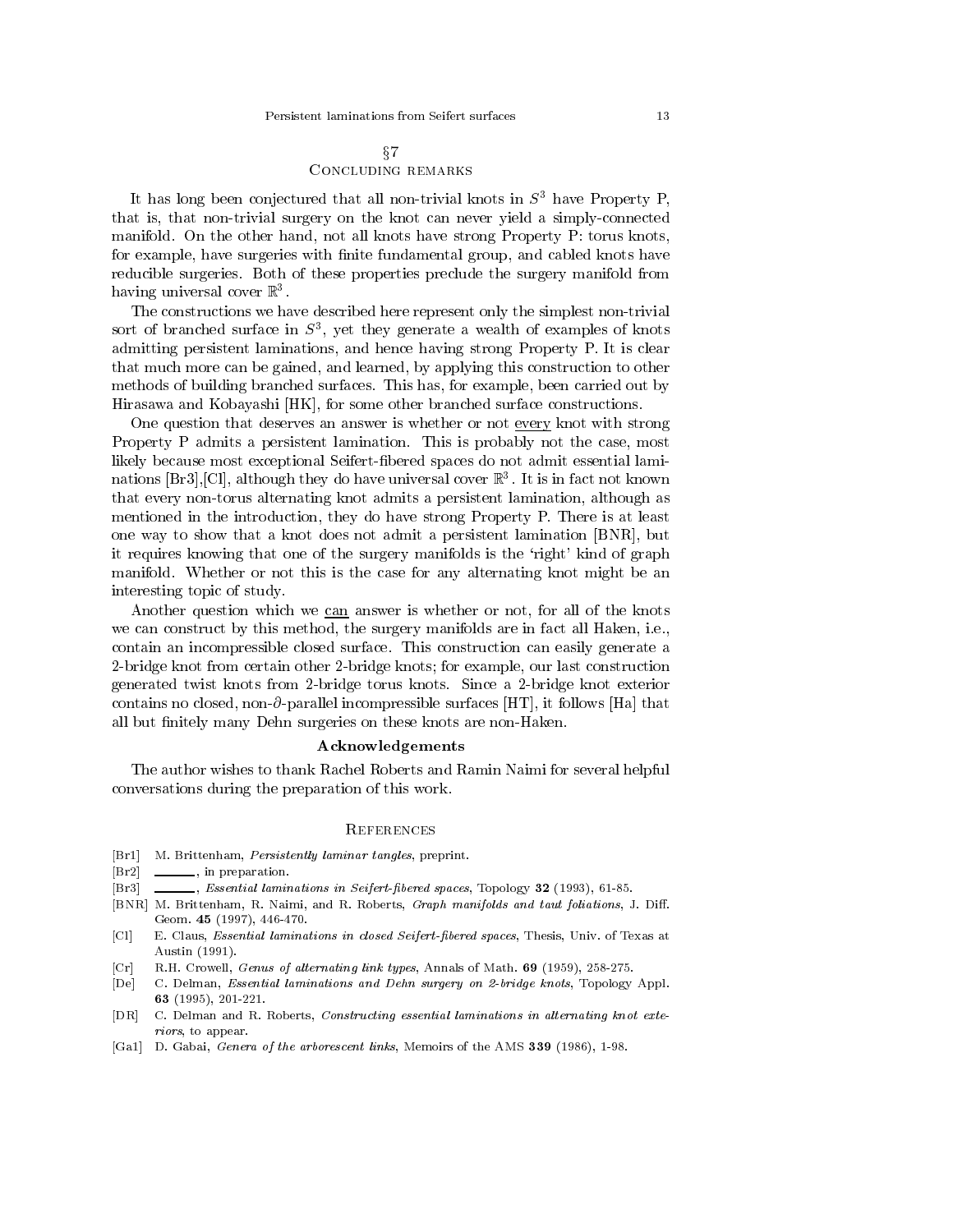## §7
## Concluding remarks

It has long been conjectured that all non-trivial knots in $S^3$ have Property P, that is, that non-trivial surgery on the knot can never yield a simply-connected manifold. On the other hand, not all knots have strong Property P: torus knots, for example, have surgeries with finite fundamental group, and cabled knots have reducible surgeries. Both of these properties preclude the surgery manifold from having universal cover $\mathbb{R}^3$.

The constructions we have described here represent only the simplest non-trivial sort of branched surface in $S^3$, yet they generate a wealth of examples of knots admitting persistent laminations, and hence having strong Property P. It is clear that much more can be gained, and learned, by applying this construction to other methods of building branched surfaces. This has, for example, been carried out by Hirasawa and Kobayashi [HK], for some other branched surface constructions.

One question that deserves an answer is whether or not <u>every</u> knot with strong Property P admits a persistent lamination. This is probably not the case, most likely because most exceptional Seifert-fibered spaces do not admit essential laminations [Br3],[Cl], although they do have universal cover $\mathbb{R}^3$. It is in fact not known that every non-torus alternating knot admits a persistent lamination, although as mentioned in the introduction, they do have strong Property P. There is at least one way to show that a knot does not admit a persistent lamination [BNR], but it requires knowing that one of the surgery manifolds is the 'right' kind of graph manifold. Whether or not this is the case for any alternating knot might be an interesting topic of study.

Another question which we <u>can</u> answer is whether or not, for all of the knots we can construct by this method, the surgery manifolds are in fact all Haken, i.e., contain an incompressible closed surface. This construction can easily generate a 2-bridge knot from certain other 2-bridge knots; for example, our last construction generated twist knots from 2-bridge torus knots. Since a 2-bridge knot exterior contains no closed, non-$\partial$-parallel incompressible surfaces [HT], it follows [Ha] that all but finitely many Dehn surgeries on these knots are non-Haken.

### Acknowledgements

The author wishes to thank Rachel Roberts and Ramin Naimi for several helpful conversations during the preparation of this work.

## References

- [Br1] M. Brittenham, *Persistently laminar tangles*, preprint.
- [Br2] ______, in preparation.
- [Br3] ______, *Essential laminations in Seifert-fibered spaces*, Topology **32** (1993), 61-85.
- [BNR] M. Brittenham, R. Naimi, and R. Roberts, *Graph manifolds and taut foliations*, J. Diff. Geom. **45** (1997), 446-470.
- [Cl] E. Claus, *Essential laminations in closed Seifert-fibered spaces*, Thesis, Univ. of Texas at Austin (1991).
- [Cr] R.H. Crowell, *Genus of alternating link types*, Annals of Math. **69** (1959), 258-275.
- [De] C. Delman, *Essential laminations and Dehn surgery on 2-bridge knots*, Topology Appl. **63** (1995), 201-221.
- [DR] C. Delman and R. Roberts, *Constructing essential laminations in alternating knot exteriors*, to appear.
- [Ga1] D. Gabai, *Genera of the arborescent links*, Memoirs of the AMS **339** (1986), 1-98.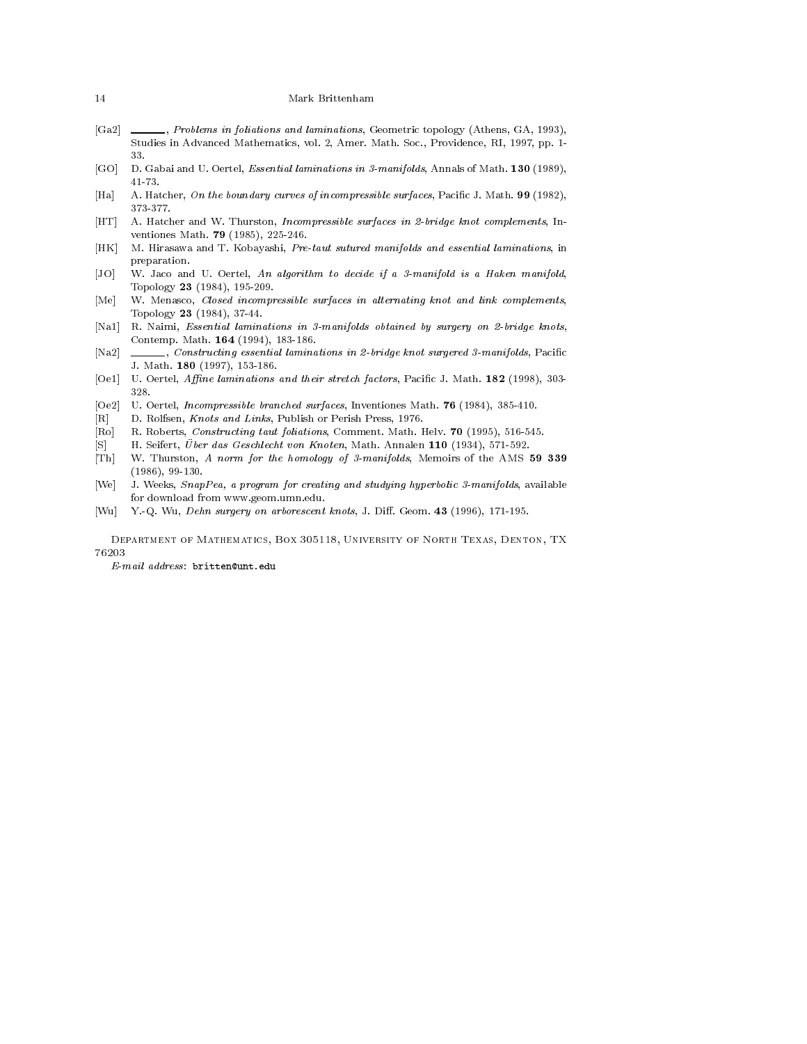[Ga2] ______, *Problems in foliations and laminations*, Geometric topology (Athens, GA, 1993), Studies in Advanced Mathematics, vol. 2, Amer. Math. Soc., Providence, RI, 1997, pp. 1-33.

[GO] D. Gabai and U. Oertel, *Essential laminations in 3-manifolds*, Annals of Math. **130** (1989), 41-73.

[Ha] A. Hatcher, *On the boundary curves of incompressible surfaces*, Pacific J. Math. **99** (1982), 373-377.

[HT] A. Hatcher and W. Thurston, *Incompressible surfaces in 2-bridge knot complements*, Inventiones Math. **79** (1985), 225-246.

[HK] M. Hirasawa and T. Kobayashi, *Pre-taut sutured manifolds and essential laminations*, in preparation.

[JO] W. Jaco and U. Oertel, *An algorithm to decide if a 3-manifold is a Haken manifold*, Topology **23** (1984), 195-209.

[Me] W. Menasco, *Closed incompressible surfaces in alternating knot and link complements*, Topology **23** (1984), 37-44.

[Na1] R. Naimi, *Essential laminations in 3-manifolds obtained by surgery on 2-bridge knots*, Contemp. Math. **164** (1994), 183-186.

[Na2] ______, *Constructing essential laminations in 2-bridge knot surgered 3-manifolds*, Pacific J. Math. **180** (1997), 153-186.

[Oe1] U. Oertel, *Affine laminations and their stretch factors*, Pacific J. Math. **182** (1998), 303-328.

[Oe2] U. Oertel, *Incompressible branched surfaces*, Inventiones Math. **76** (1984), 385-410.

[R] D. Rolfsen, *Knots and Links*, Publish or Perish Press, 1976.

[Ro] R. Roberts, *Constructing taut foliations*, Comment. Math. Helv. **70** (1995), 516-545.

[S] H. Seifert, *Über das Geschlecht von Knoten*, Math. Annalen **110** (1934), 571-592.

[Th] W. Thurston, *A norm for the homology of 3-manifolds*, Memoirs of the AMS **59 339** (1986), 99-130.

[We] J. Weeks, *SnapPea, a program for creating and studying hyperbolic 3-manifolds*, available for download from www.geom.umn.edu.

[Wu] Y.-Q. Wu, *Dehn surgery on arborescent knots*, J. Diff. Geom. **43** (1996), 171-195.

Department of Mathematics, Box 305118, University of North Texas, Denton, TX 76203

*E-mail address*: britten@unt.edu